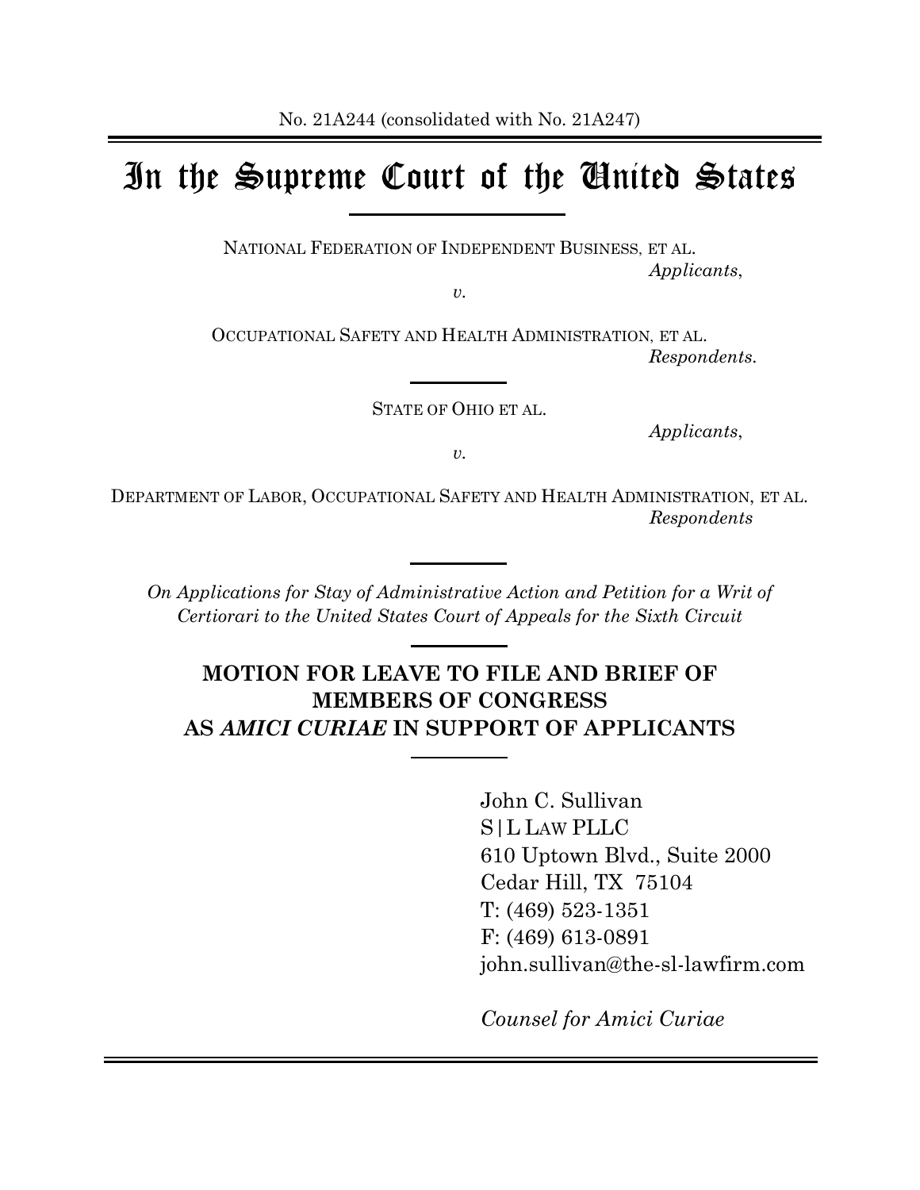No. 21A244 (consolidated with No. 21A247)

# In the Supreme Court of the United States

NATIONAL FEDERATION OF INDEPENDENT BUSINESS, ET AL.
*Applicants*,

*v.*

OCCUPATIONAL SAFETY AND HEALTH ADMINISTRATION, ET AL.
*Respondents.*

STATE OF OHIO ET AL.
*Applicants*,

*v.*

DEPARTMENT OF LABOR, OCCUPATIONAL SAFETY AND HEALTH ADMINISTRATION, ET AL.
*Respondents*

*On Applications for Stay of Administrative Action and Petition for a Writ of Certiorari to the United States Court of Appeals for the Sixth Circuit*

**MOTION FOR LEAVE TO FILE AND BRIEF OF MEMBERS OF CONGRESS AS *AMICI CURIAE* IN SUPPORT OF APPLICANTS**

John C. Sullivan
S|L LAW PLLC
610 Uptown Blvd., Suite 2000
Cedar Hill, TX 75104
T: (469) 523-1351
F: (469) 613-0891
john.sullivan@the-sl-lawfirm.com

*Counsel for Amici Curiae*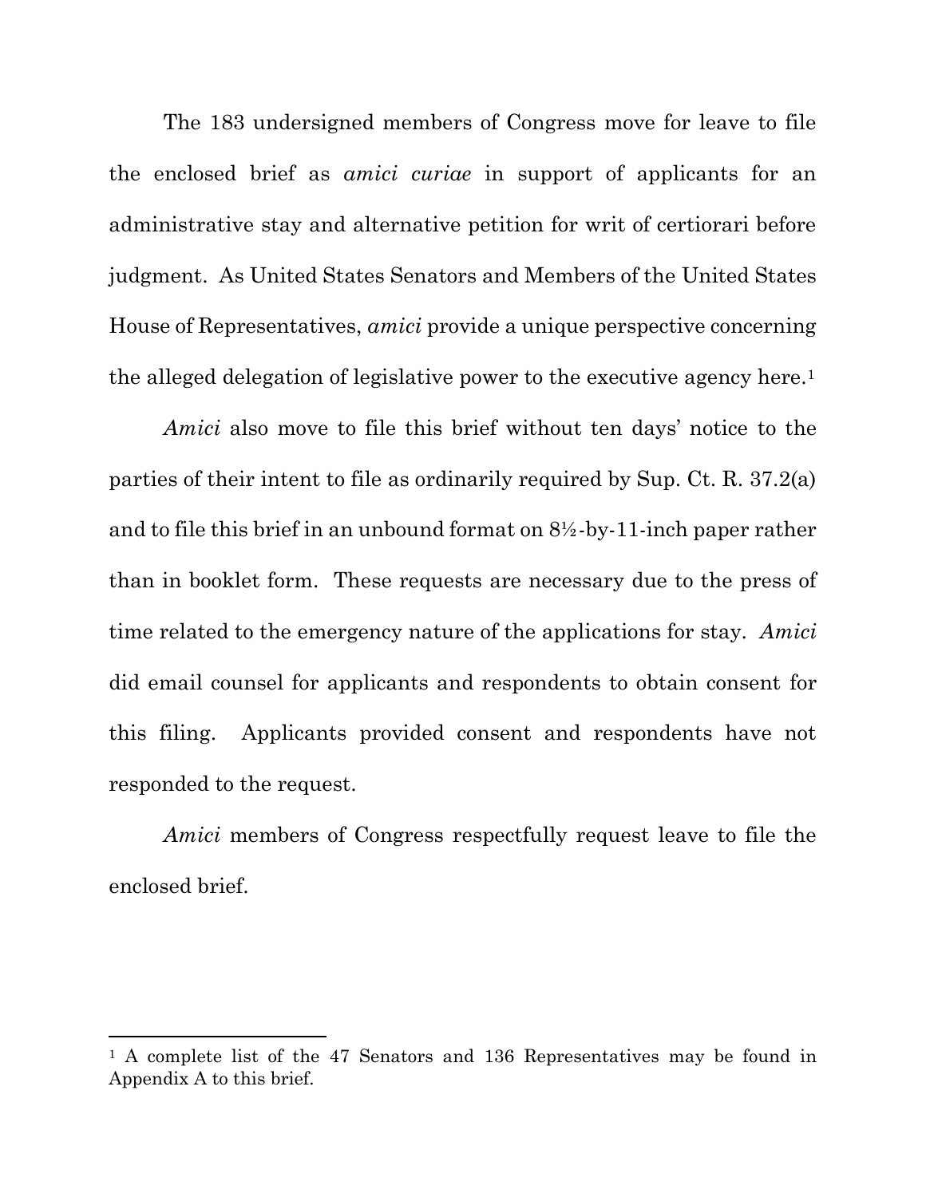The 183 undersigned members of Congress move for leave to file the enclosed brief as *amici curiae* in support of applicants for an administrative stay and alternative petition for writ of certiorari before judgment. As United States Senators and Members of the United States House of Representatives, *amici* provide a unique perspective concerning the alleged delegation of legislative power to the executive agency here.[1]

*Amici* also move to file this brief without ten days' notice to the parties of their intent to file as ordinarily required by Sup. Ct. R. 37.2(a) and to file this brief in an unbound format on 8½-by-11-inch paper rather than in booklet form. These requests are necessary due to the press of time related to the emergency nature of the applications for stay. *Amici* did email counsel for applicants and respondents to obtain consent for this filing. Applicants provided consent and respondents have not responded to the request.

*Amici* members of Congress respectfully request leave to file the enclosed brief.

---

[1] A complete list of the 47 Senators and 136 Representatives may be found in Appendix A to this brief.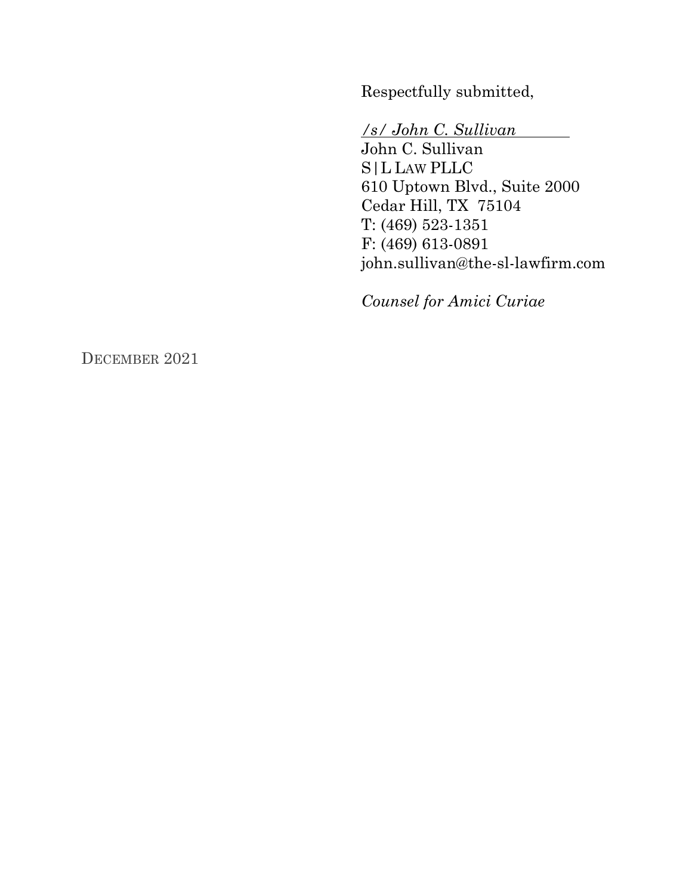Respectfully submitted,

*/s/ John C. Sullivan*
John C. Sullivan
S|L LAW PLLC
610 Uptown Blvd., Suite 2000
Cedar Hill, TX 75104
T: (469) 523-1351
F: (469) 613-0891
john.sullivan@the-sl-lawfirm.com

*Counsel for Amici Curiae*

DECEMBER 2021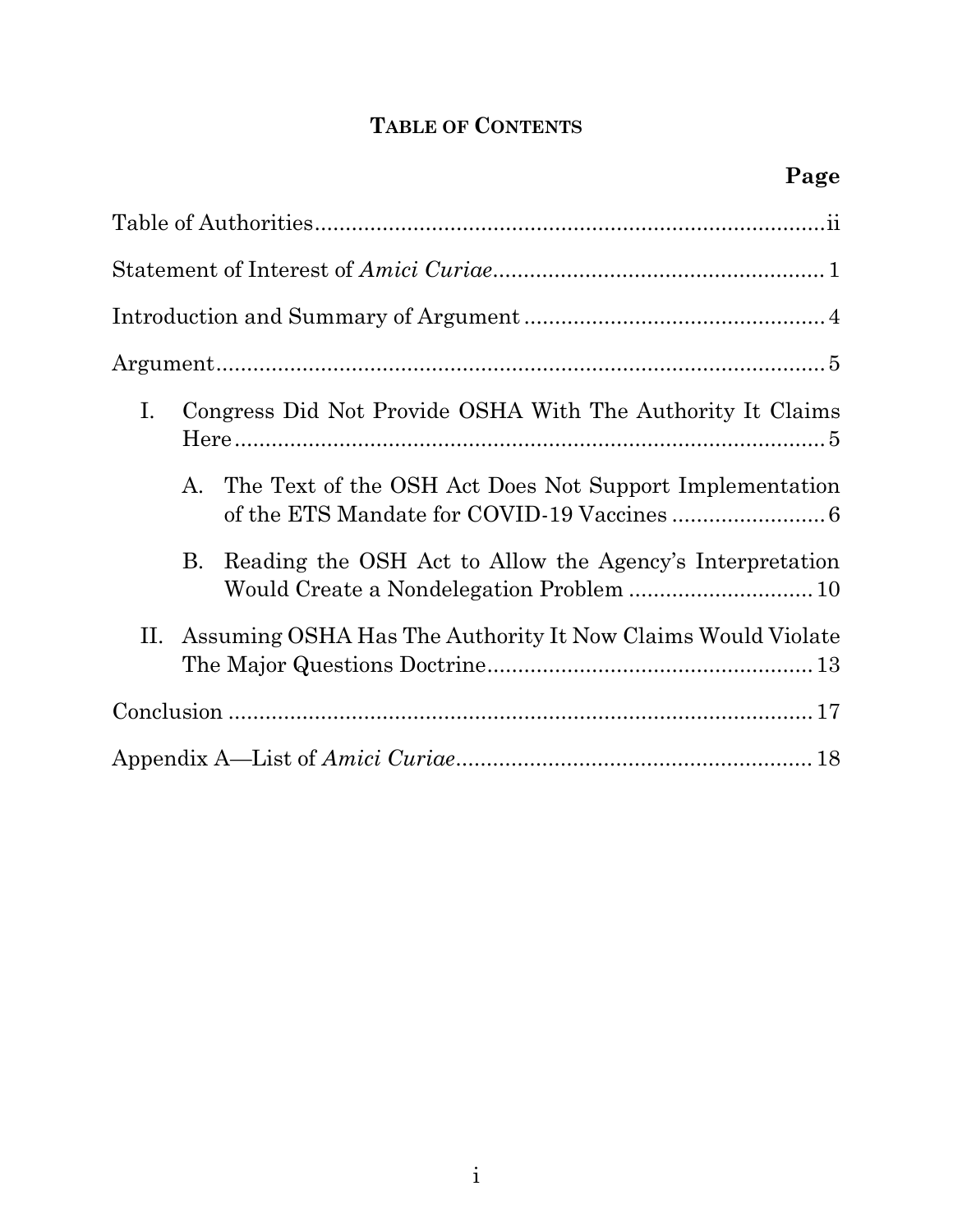## TABLE OF CONTENTS

| | Page |
|---|---|
| Table of Authorities | ii |
| Statement of Interest of *Amici Curiae* | 1 |
| Introduction and Summary of Argument | 4 |
| Argument | 5 |
| I. Congress Did Not Provide OSHA With The Authority It Claims Here | 5 |
| A. The Text of the OSH Act Does Not Support Implementation of the ETS Mandate for COVID-19 Vaccines | 6 |
| B. Reading the OSH Act to Allow the Agency's Interpretation Would Create a Nondelegation Problem | 10 |
| II. Assuming OSHA Has The Authority It Now Claims Would Violate The Major Questions Doctrine | 13 |
| Conclusion | 17 |
| Appendix A—List of *Amici Curiae* | 18 |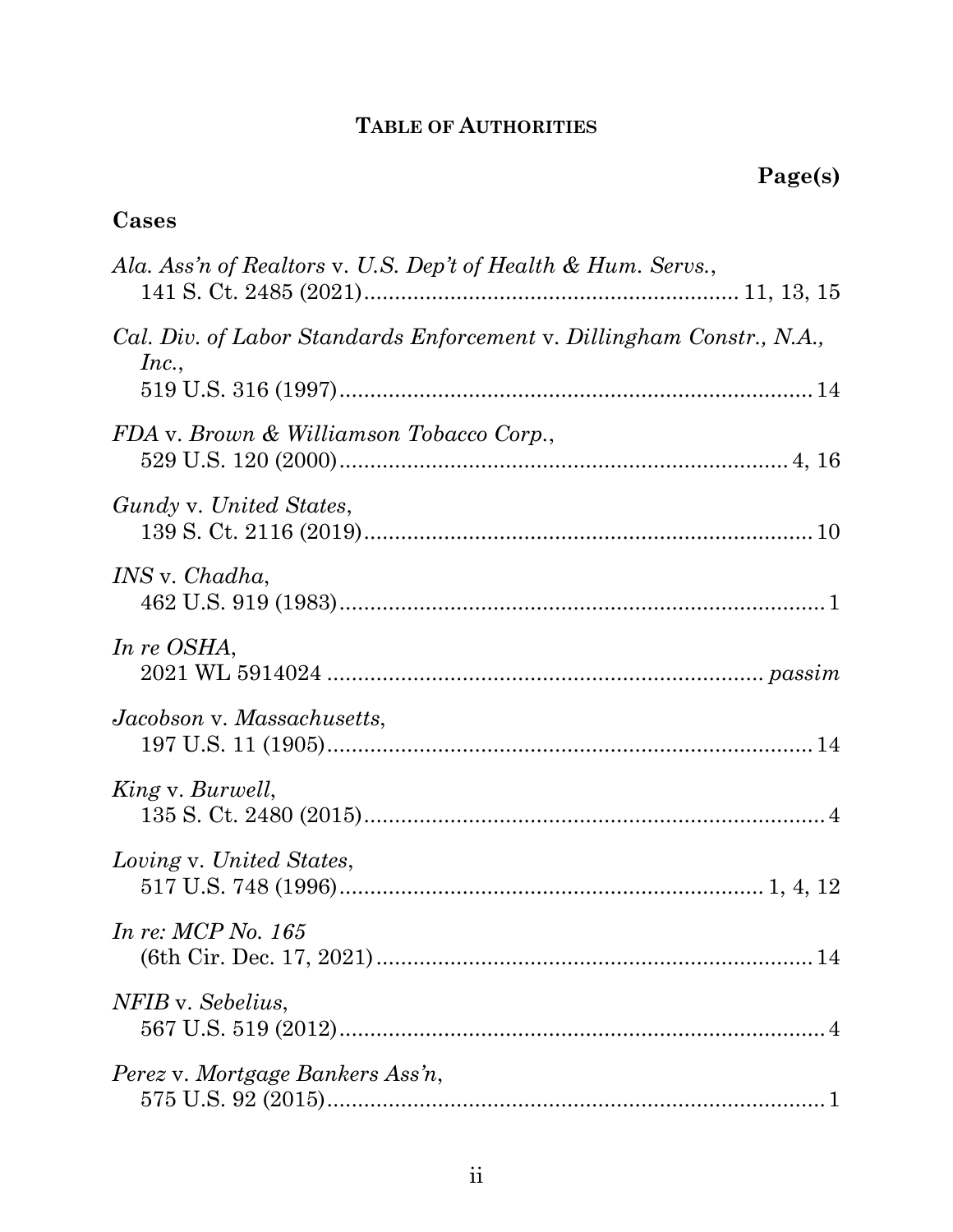## TABLE OF AUTHORITIES

**Page(s)**

### Cases

*Ala. Ass'n of Realtors* v. *U.S. Dep't of Health & Hum. Servs.*,
141 S. Ct. 2485 (2021)............................................................11, 13, 15

*Cal. Div. of Labor Standards Enforcement* v. *Dillingham Constr., N.A., Inc.*,
519 U.S. 316 (1997)............................................................................14

*FDA* v. *Brown & Williamson Tobacco Corp.*,
529 U.S. 120 (2000).........................................................................4, 16

*Gundy* v. *United States*,
139 S. Ct. 2116 (2019).......................................................................10

*INS* v. *Chadha*,
462 U.S. 919 (1983)..............................................................................1

*In re OSHA*,
2021 WL 5914024 ..................................................................... *passim*

*Jacobson* v. *Massachusetts*,
197 U.S. 11 (1905)..............................................................................14

*King* v. *Burwell*,
135 S. Ct. 2480 (2015)..........................................................................4

*Loving* v. *United States*,
517 U.S. 748 (1996)...................................................................1, 4, 12

*In re: MCP No. 165*
(6th Cir. Dec. 17, 2021).......................................................................14

*NFIB* v. *Sebelius*,
567 U.S. 519 (2012)..............................................................................4

*Perez* v. *Mortgage Bankers Ass'n*,
575 U.S. 92 (2015)................................................................................1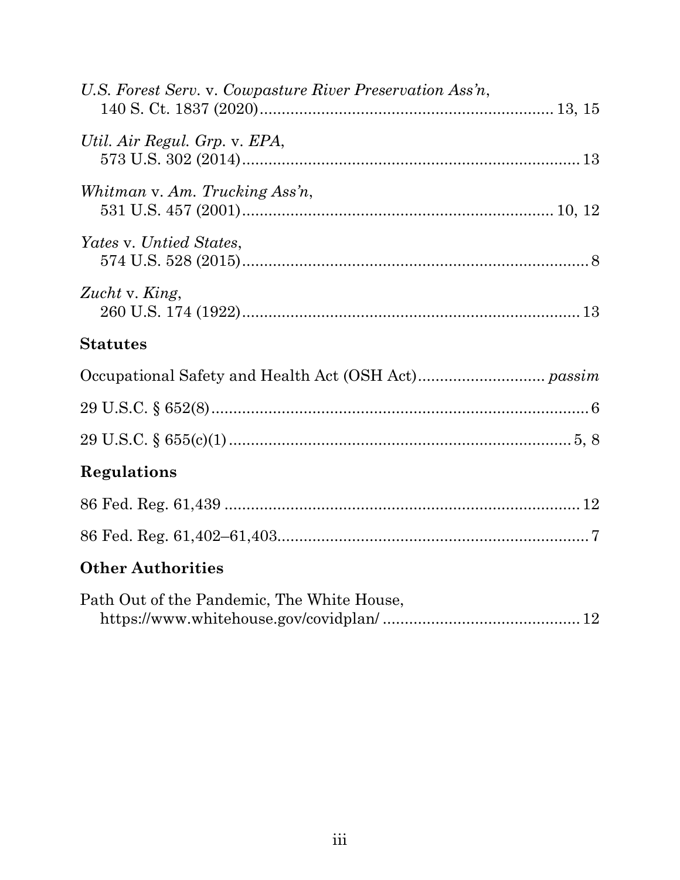*U.S. Forest Serv.* v. *Cowpasture River Preservation Ass'n*,
140 S. Ct. 1837 (2020) .................................................................. 13, 15

*Util. Air Regul. Grp.* v. *EPA*,
573 U.S. 302 (2014) ............................................................................ 13

*Whitman* v. *Am. Trucking Ass'n*,
531 U.S. 457 (2001) ...................................................................... 10, 12

*Yates* v. *Untied States*,
574 U.S. 528 (2015) .............................................................................. 8

*Zucht* v. *King*,
260 U.S. 174 (1922) ............................................................................ 13

## Statutes

Occupational Safety and Health Act (OSH Act) ............................ *passim*

29 U.S.C. § 652(8) .................................................................................... 6

29 U.S.C. § 655(c)(1) ............................................................................. 5, 8

## Regulations

86 Fed. Reg. 61,439 ................................................................................ 12

86 Fed. Reg. 61,402–61,403 ..................................................................... 7

## Other Authorities

Path Out of the Pandemic, The White House,
https://www.whitehouse.gov/covidplan/ ............................................ 12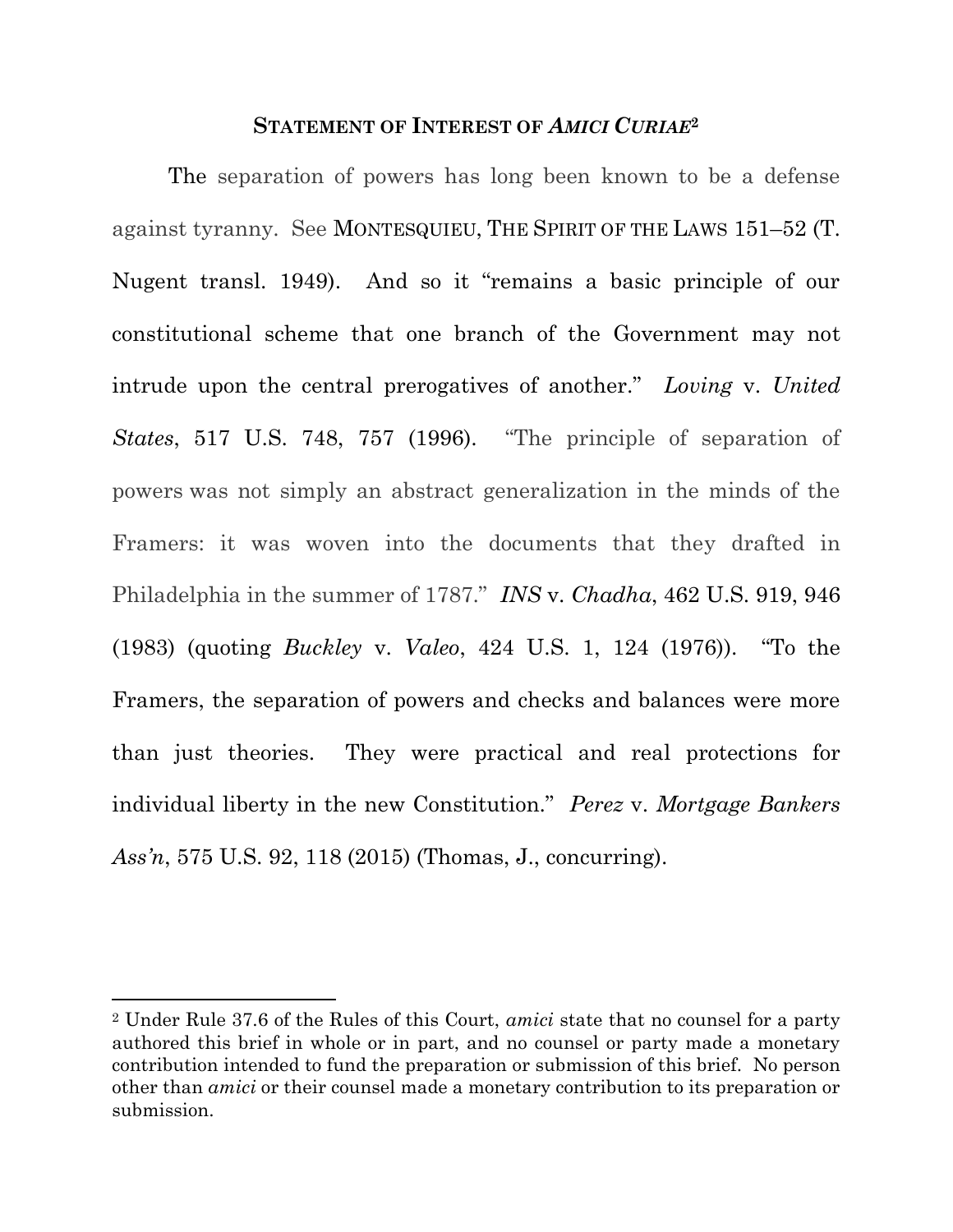## STATEMENT OF INTEREST OF *AMICI CURIAE*[2]

The separation of powers has long been known to be a defense against tyranny. See MONTESQUIEU, THE SPIRIT OF THE LAWS 151–52 (T. Nugent transl. 1949). And so it "remains a basic principle of our constitutional scheme that one branch of the Government may not intrude upon the central prerogatives of another." *Loving* v. *United States*, 517 U.S. 748, 757 (1996). "The principle of separation of powers was not simply an abstract generalization in the minds of the Framers: it was woven into the documents that they drafted in Philadelphia in the summer of 1787." *INS* v. *Chadha*, 462 U.S. 919, 946 (1983) (quoting *Buckley* v. *Valeo*, 424 U.S. 1, 124 (1976)). "To the Framers, the separation of powers and checks and balances were more than just theories. They were practical and real protections for individual liberty in the new Constitution." *Perez* v. *Mortgage Bankers Ass'n*, 575 U.S. 92, 118 (2015) (Thomas, J., concurring).

---

[2] Under Rule 37.6 of the Rules of this Court, *amici* state that no counsel for a party authored this brief in whole or in part, and no counsel or party made a monetary contribution intended to fund the preparation or submission of this brief. No person other than *amici* or their counsel made a monetary contribution to its preparation or submission.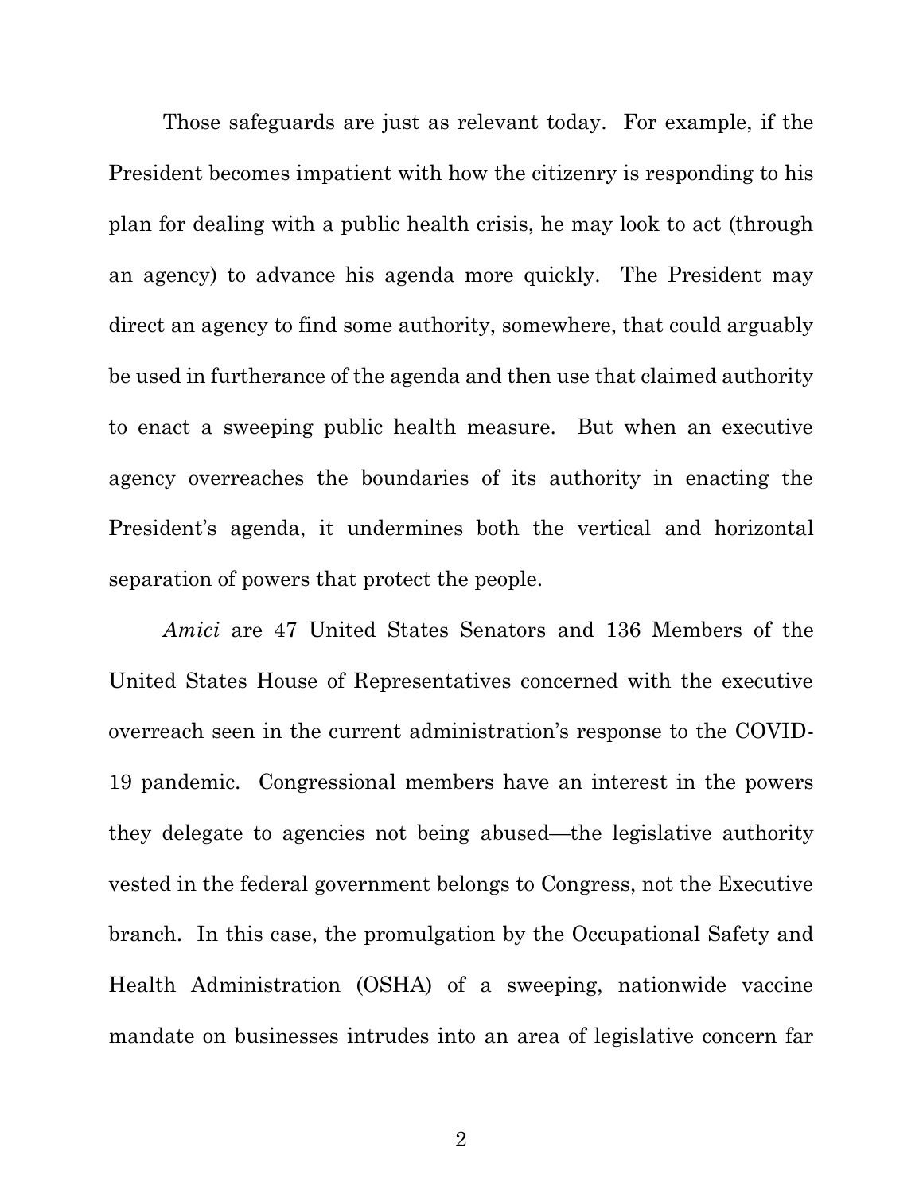Those safeguards are just as relevant today. For example, if the President becomes impatient with how the citizenry is responding to his plan for dealing with a public health crisis, he may look to act (through an agency) to advance his agenda more quickly. The President may direct an agency to find some authority, somewhere, that could arguably be used in furtherance of the agenda and then use that claimed authority to enact a sweeping public health measure. But when an executive agency overreaches the boundaries of its authority in enacting the President's agenda, it undermines both the vertical and horizontal separation of powers that protect the people.

*Amici* are 47 United States Senators and 136 Members of the United States House of Representatives concerned with the executive overreach seen in the current administration's response to the COVID-19 pandemic. Congressional members have an interest in the powers they delegate to agencies not being abused—the legislative authority vested in the federal government belongs to Congress, not the Executive branch. In this case, the promulgation by the Occupational Safety and Health Administration (OSHA) of a sweeping, nationwide vaccine mandate on businesses intrudes into an area of legislative concern far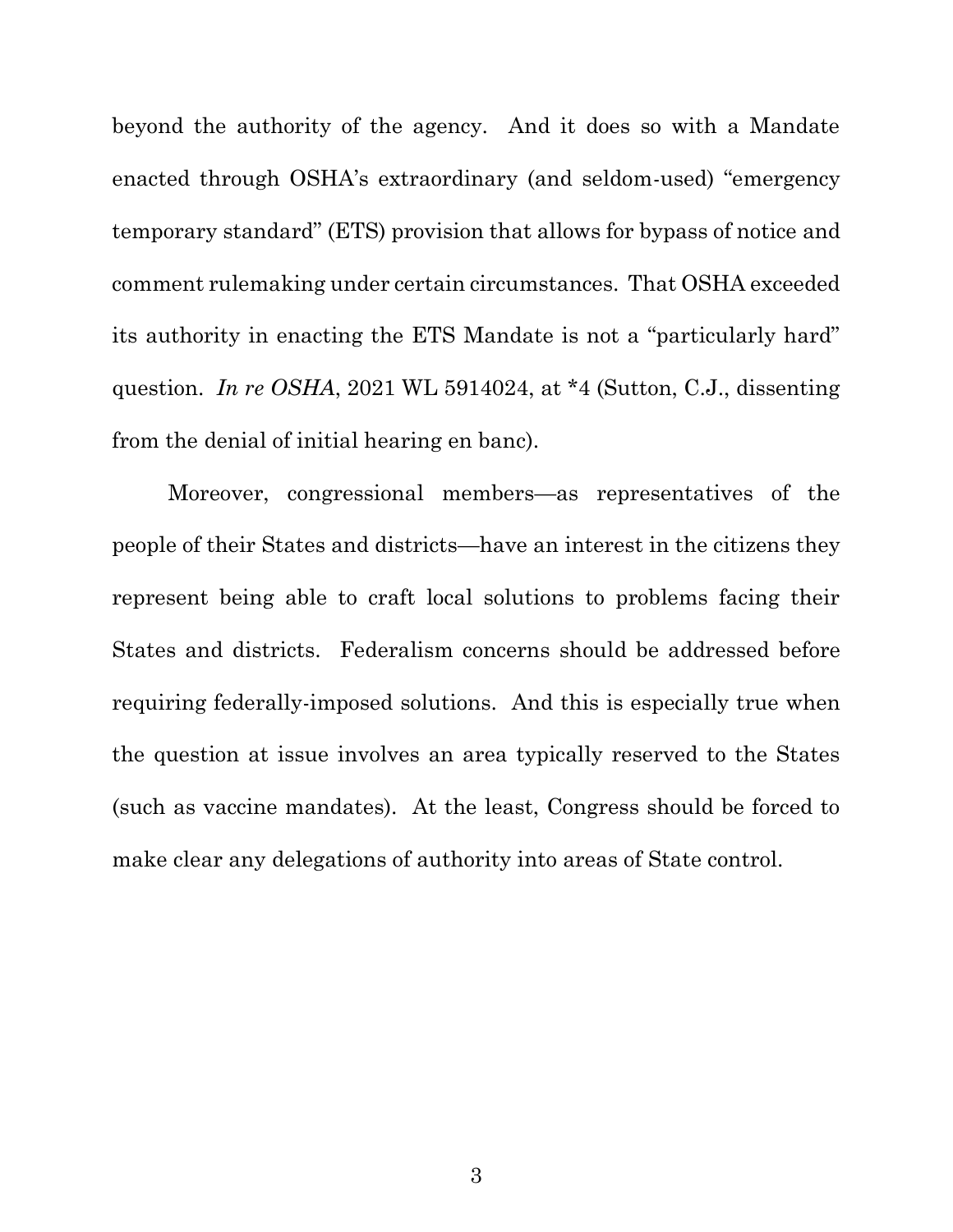beyond the authority of the agency. And it does so with a Mandate enacted through OSHA's extraordinary (and seldom-used) "emergency temporary standard" (ETS) provision that allows for bypass of notice and comment rulemaking under certain circumstances. That OSHA exceeded its authority in enacting the ETS Mandate is not a "particularly hard" question. *In re OSHA*, 2021 WL 5914024, at *4 (Sutton, C.J., dissenting from the denial of initial hearing en banc).

Moreover, congressional members—as representatives of the people of their States and districts—have an interest in the citizens they represent being able to craft local solutions to problems facing their States and districts. Federalism concerns should be addressed before requiring federally-imposed solutions. And this is especially true when the question at issue involves an area typically reserved to the States (such as vaccine mandates). At the least, Congress should be forced to make clear any delegations of authority into areas of State control.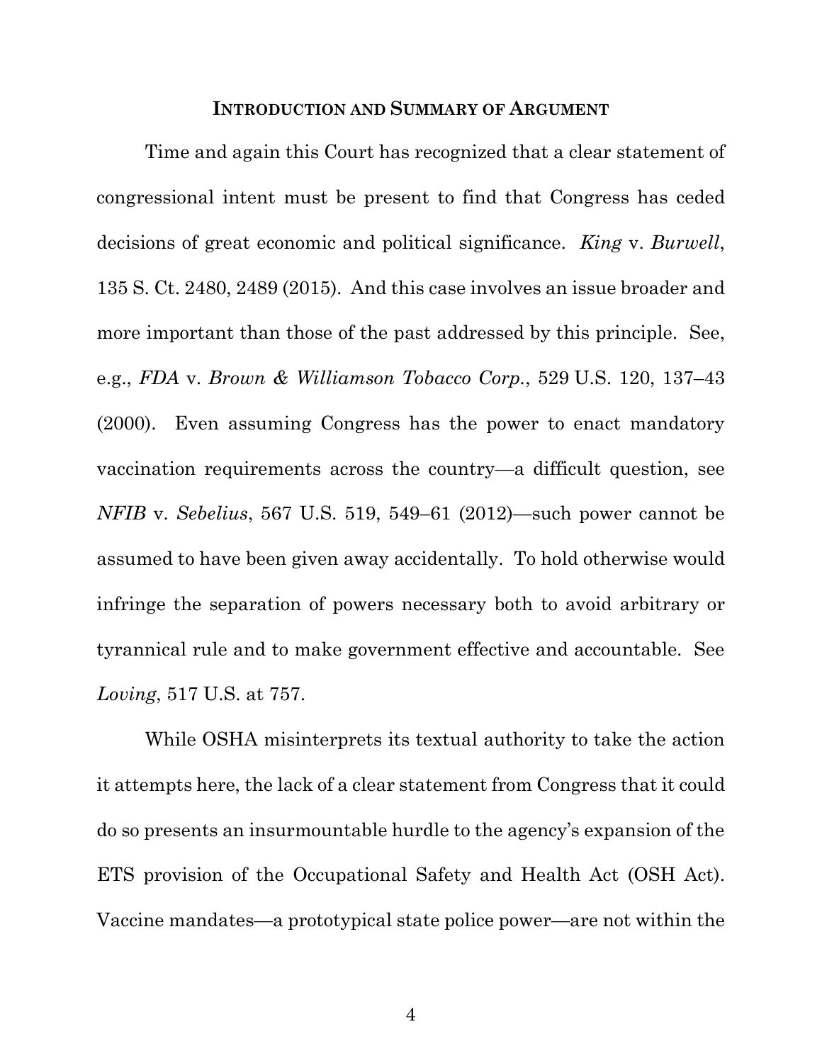## INTRODUCTION AND SUMMARY OF ARGUMENT

Time and again this Court has recognized that a clear statement of congressional intent must be present to find that Congress has ceded decisions of great economic and political significance. *King* v. *Burwell*, 135 S. Ct. 2480, 2489 (2015). And this case involves an issue broader and more important than those of the past addressed by this principle. See, e.g., *FDA* v. *Brown & Williamson Tobacco Corp.*, 529 U.S. 120, 137–43 (2000). Even assuming Congress has the power to enact mandatory vaccination requirements across the country—a difficult question, see *NFIB* v. *Sebelius*, 567 U.S. 519, 549–61 (2012)—such power cannot be assumed to have been given away accidentally. To hold otherwise would infringe the separation of powers necessary both to avoid arbitrary or tyrannical rule and to make government effective and accountable. See *Loving*, 517 U.S. at 757.

While OSHA misinterprets its textual authority to take the action it attempts here, the lack of a clear statement from Congress that it could do so presents an insurmountable hurdle to the agency's expansion of the ETS provision of the Occupational Safety and Health Act (OSH Act). Vaccine mandates—a prototypical state police power—are not within the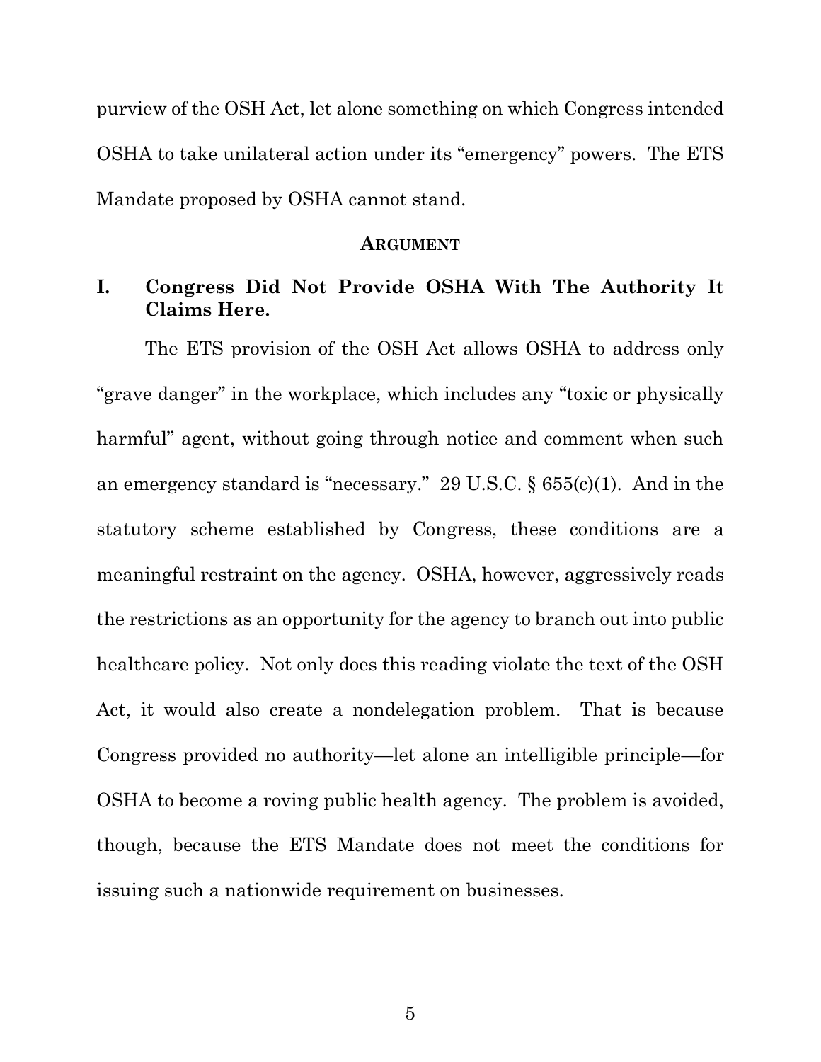purview of the OSH Act, let alone something on which Congress intended OSHA to take unilateral action under its "emergency" powers. The ETS Mandate proposed by OSHA cannot stand.

## ARGUMENT

### I. Congress Did Not Provide OSHA With The Authority It Claims Here.

The ETS provision of the OSH Act allows OSHA to address only "grave danger" in the workplace, which includes any "toxic or physically harmful" agent, without going through notice and comment when such an emergency standard is "necessary." 29 U.S.C. § 655(c)(1). And in the statutory scheme established by Congress, these conditions are a meaningful restraint on the agency. OSHA, however, aggressively reads the restrictions as an opportunity for the agency to branch out into public healthcare policy. Not only does this reading violate the text of the OSH Act, it would also create a nondelegation problem. That is because Congress provided no authority—let alone an intelligible principle—for OSHA to become a roving public health agency. The problem is avoided, though, because the ETS Mandate does not meet the conditions for issuing such a nationwide requirement on businesses.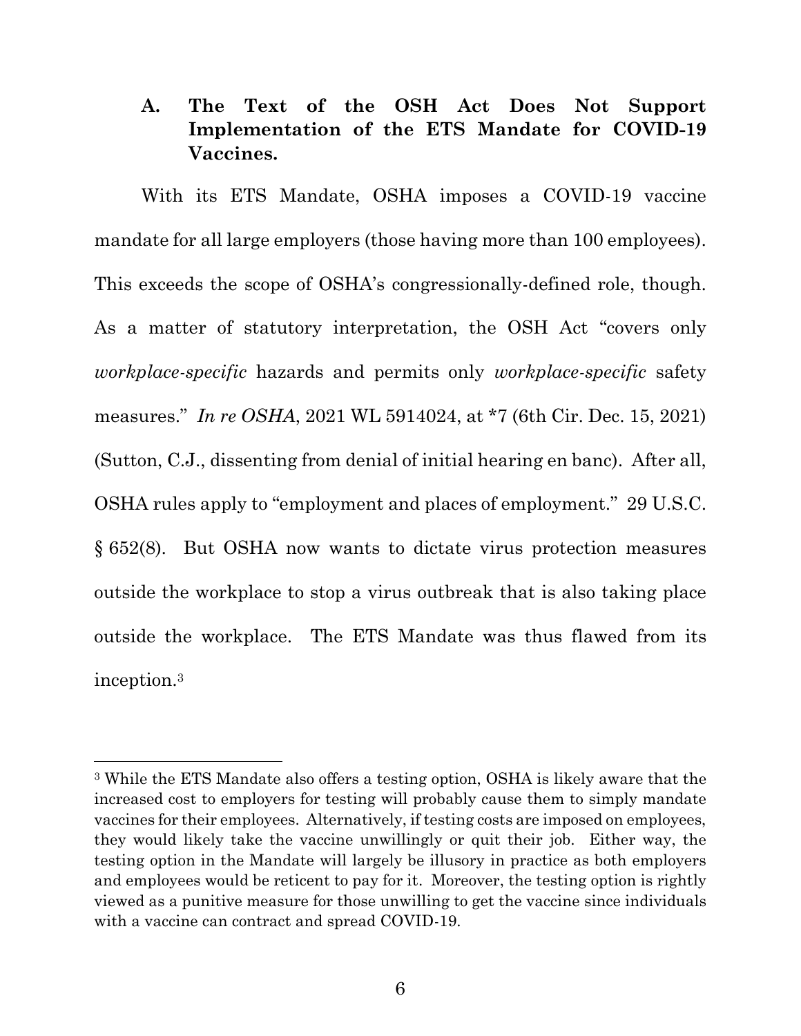## A. The Text of the OSH Act Does Not Support Implementation of the ETS Mandate for COVID-19 Vaccines.

With its ETS Mandate, OSHA imposes a COVID-19 vaccine mandate for all large employers (those having more than 100 employees). This exceeds the scope of OSHA's congressionally-defined role, though. As a matter of statutory interpretation, the OSH Act "covers only *workplace-specific* hazards and permits only *workplace-specific* safety measures." *In re OSHA*, 2021 WL 5914024, at *7 (6th Cir. Dec. 15, 2021) (Sutton, C.J., dissenting from denial of initial hearing en banc). After all, OSHA rules apply to "employment and places of employment." 29 U.S.C. § 652(8). But OSHA now wants to dictate virus protection measures outside the workplace to stop a virus outbreak that is also taking place outside the workplace. The ETS Mandate was thus flawed from its inception.[3]

---

[3] While the ETS Mandate also offers a testing option, OSHA is likely aware that the increased cost to employers for testing will probably cause them to simply mandate vaccines for their employees. Alternatively, if testing costs are imposed on employees, they would likely take the vaccine unwillingly or quit their job. Either way, the testing option in the Mandate will largely be illusory in practice as both employers and employees would be reticent to pay for it. Moreover, the testing option is rightly viewed as a punitive measure for those unwilling to get the vaccine since individuals with a vaccine can contract and spread COVID-19.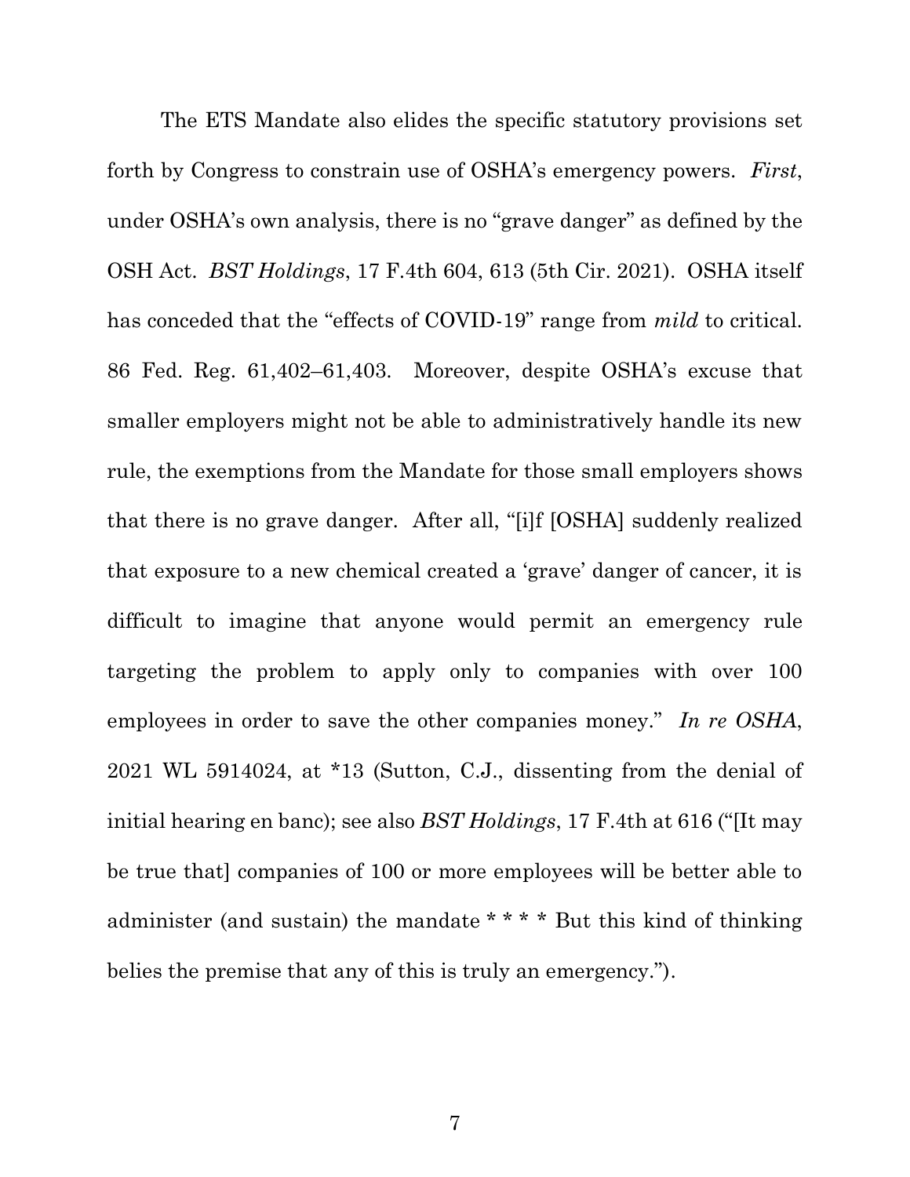The ETS Mandate also elides the specific statutory provisions set forth by Congress to constrain use of OSHA's emergency powers. *First*, under OSHA's own analysis, there is no "grave danger" as defined by the OSH Act. *BST Holdings*, 17 F.4th 604, 613 (5th Cir. 2021). OSHA itself has conceded that the "effects of COVID-19" range from *mild* to critical. 86 Fed. Reg. 61,402–61,403. Moreover, despite OSHA's excuse that smaller employers might not be able to administratively handle its new rule, the exemptions from the Mandate for those small employers shows that there is no grave danger. After all, "[i]f [OSHA] suddenly realized that exposure to a new chemical created a 'grave' danger of cancer, it is difficult to imagine that anyone would permit an emergency rule targeting the problem to apply only to companies with over 100 employees in order to save the other companies money." *In re OSHA*, 2021 WL 5914024, at *13 (Sutton, C.J., dissenting from the denial of initial hearing en banc); see also *BST Holdings*, 17 F.4th at 616 ("[It may be true that] companies of 100 or more employees will be better able to administer (and sustain) the mandate * * * * But this kind of thinking belies the premise that any of this is truly an emergency.").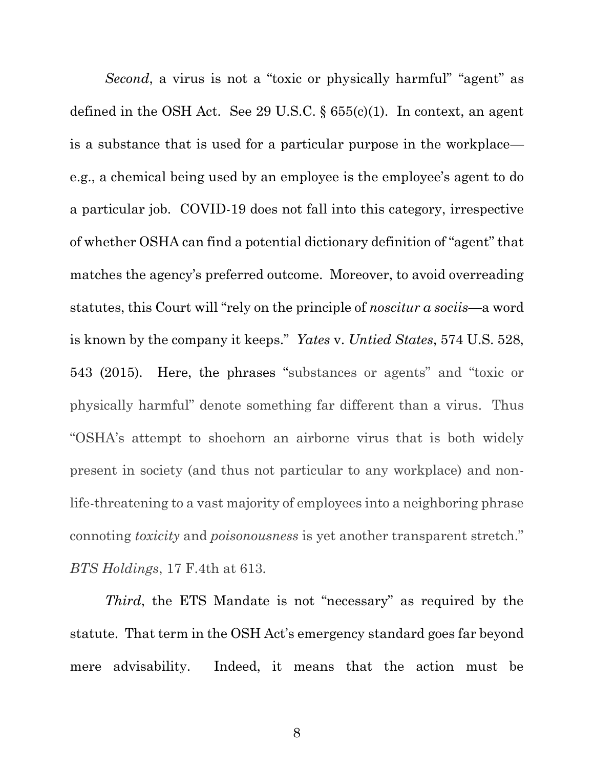*Second*, a virus is not a "toxic or physically harmful" "agent" as defined in the OSH Act. See 29 U.S.C. § 655(c)(1). In context, an agent is a substance that is used for a particular purpose in the workplace—e.g., a chemical being used by an employee is the employee's agent to do a particular job. COVID-19 does not fall into this category, irrespective of whether OSHA can find a potential dictionary definition of "agent" that matches the agency's preferred outcome. Moreover, to avoid overreading statutes, this Court will "rely on the principle of *noscitur a sociis*—a word is known by the company it keeps." *Yates* v. *Untied States*, 574 U.S. 528, 543 (2015). Here, the phrases "substances or agents" and "toxic or physically harmful" denote something far different than a virus. Thus "OSHA's attempt to shoehorn an airborne virus that is both widely present in society (and thus not particular to any workplace) and non-life-threatening to a vast majority of employees into a neighboring phrase connoting *toxicity* and *poisonousness* is yet another transparent stretch." *BTS Holdings*, 17 F.4th at 613.

*Third*, the ETS Mandate is not "necessary" as required by the statute. That term in the OSH Act's emergency standard goes far beyond mere advisability. Indeed, it means that the action must be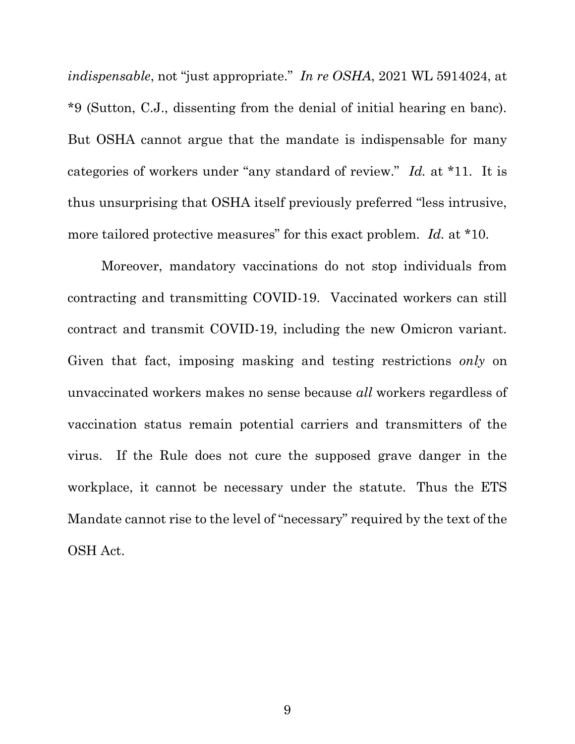*indispensable*, not "just appropriate." *In re OSHA*, 2021 WL 5914024, at *9 (Sutton, C.J., dissenting from the denial of initial hearing en banc). But OSHA cannot argue that the mandate is indispensable for many categories of workers under "any standard of review." *Id.* at *11. It is thus unsurprising that OSHA itself previously preferred "less intrusive, more tailored protective measures" for this exact problem. *Id.* at *10.

Moreover, mandatory vaccinations do not stop individuals from contracting and transmitting COVID-19. Vaccinated workers can still contract and transmit COVID-19, including the new Omicron variant. Given that fact, imposing masking and testing restrictions *only* on unvaccinated workers makes no sense because *all* workers regardless of vaccination status remain potential carriers and transmitters of the virus. If the Rule does not cure the supposed grave danger in the workplace, it cannot be necessary under the statute. Thus the ETS Mandate cannot rise to the level of "necessary" required by the text of the OSH Act.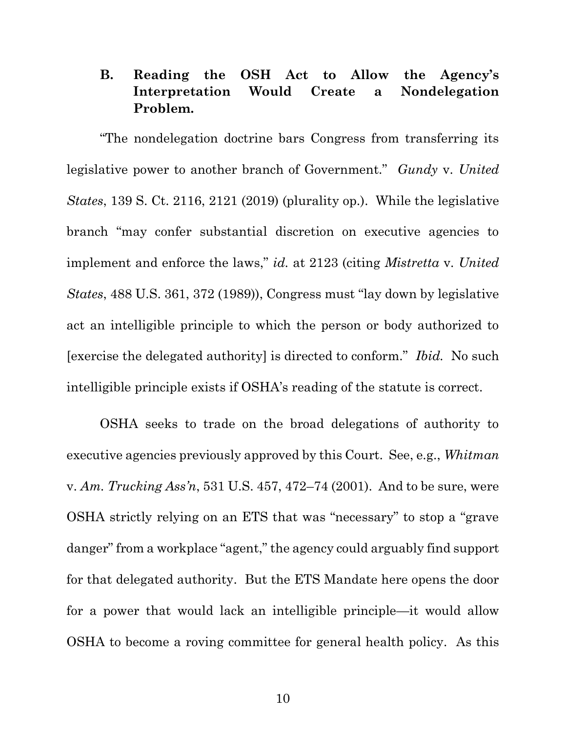### B. Reading the OSH Act to Allow the Agency's Interpretation Would Create a Nondelegation Problem.

"The nondelegation doctrine bars Congress from transferring its legislative power to another branch of Government." *Gundy* v. *United States*, 139 S. Ct. 2116, 2121 (2019) (plurality op.). While the legislative branch "may confer substantial discretion on executive agencies to implement and enforce the laws," *id.* at 2123 (citing *Mistretta* v. *United States*, 488 U.S. 361, 372 (1989)), Congress must "lay down by legislative act an intelligible principle to which the person or body authorized to [exercise the delegated authority] is directed to conform." *Ibid.* No such intelligible principle exists if OSHA's reading of the statute is correct.

OSHA seeks to trade on the broad delegations of authority to executive agencies previously approved by this Court. See, e.g., *Whitman* v. *Am. Trucking Ass'n*, 531 U.S. 457, 472–74 (2001). And to be sure, were OSHA strictly relying on an ETS that was "necessary" to stop a "grave danger" from a workplace "agent," the agency could arguably find support for that delegated authority. But the ETS Mandate here opens the door for a power that would lack an intelligible principle—it would allow OSHA to become a roving committee for general health policy. As this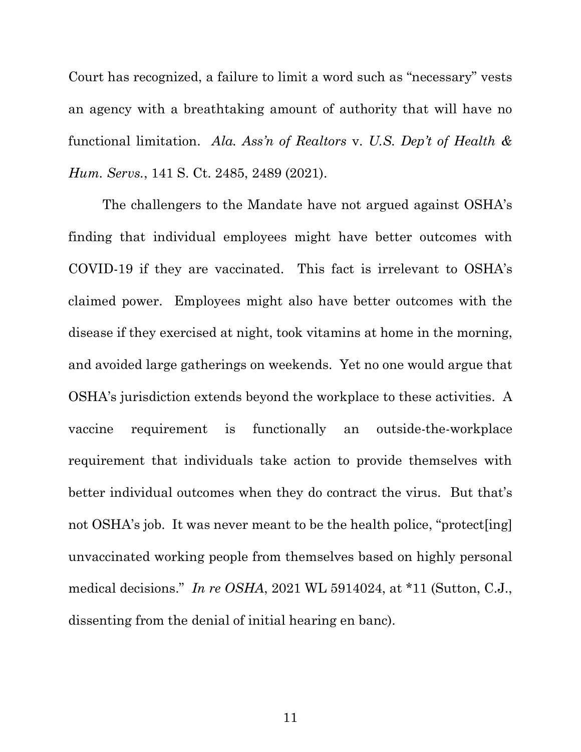Court has recognized, a failure to limit a word such as "necessary" vests an agency with a breathtaking amount of authority that will have no functional limitation. *Ala. Ass'n of Realtors* v. *U.S. Dep't of Health & Hum. Servs.*, 141 S. Ct. 2485, 2489 (2021).

The challengers to the Mandate have not argued against OSHA's finding that individual employees might have better outcomes with COVID-19 if they are vaccinated. This fact is irrelevant to OSHA's claimed power. Employees might also have better outcomes with the disease if they exercised at night, took vitamins at home in the morning, and avoided large gatherings on weekends. Yet no one would argue that OSHA's jurisdiction extends beyond the workplace to these activities. A vaccine requirement is functionally an outside-the-workplace requirement that individuals take action to provide themselves with better individual outcomes when they do contract the virus. But that's not OSHA's job. It was never meant to be the health police, "protect[ing] unvaccinated working people from themselves based on highly personal medical decisions." *In re OSHA*, 2021 WL 5914024, at *11 (Sutton, C.J., dissenting from the denial of initial hearing en banc).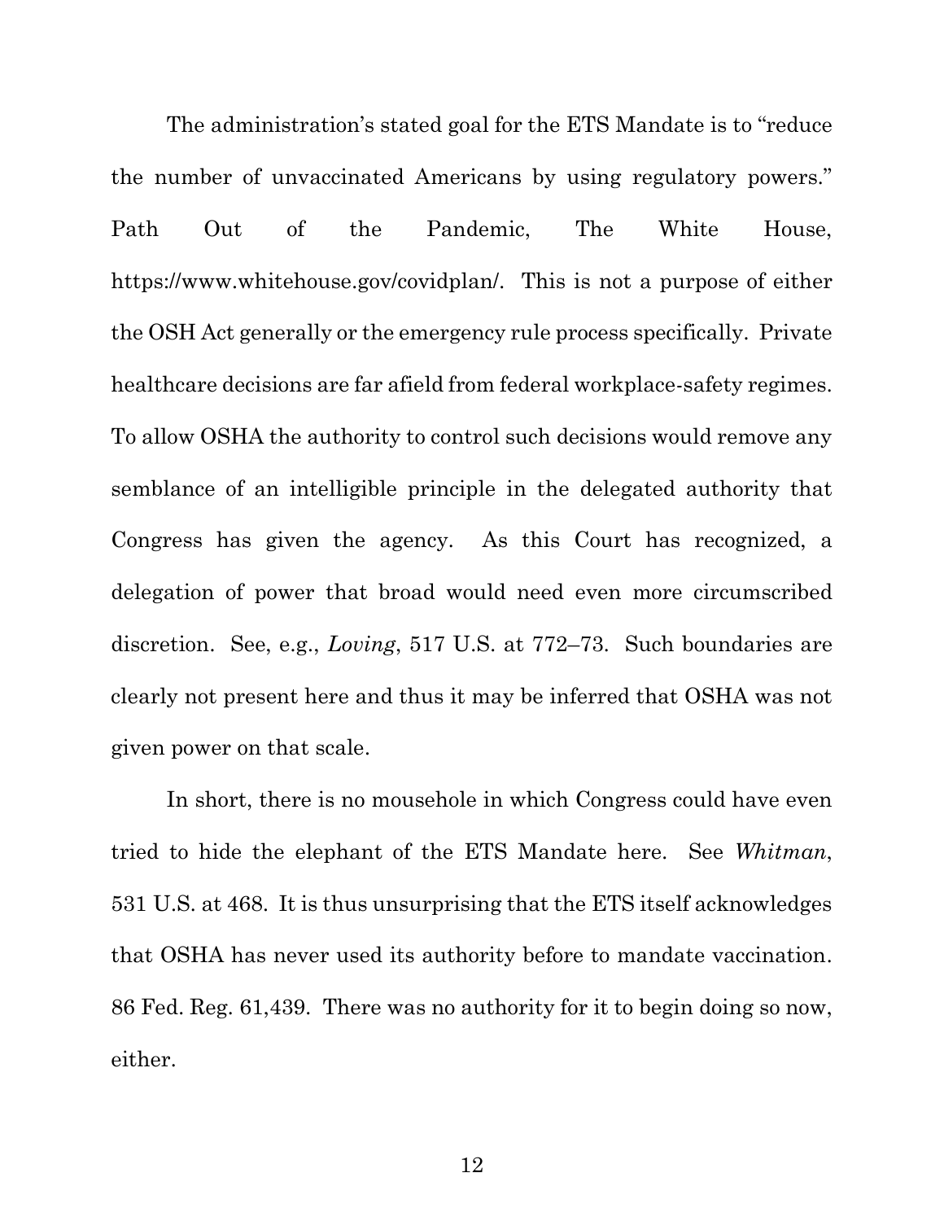The administration's stated goal for the ETS Mandate is to "reduce the number of unvaccinated Americans by using regulatory powers." Path Out of the Pandemic, The White House, https://www.whitehouse.gov/covidplan/. This is not a purpose of either the OSH Act generally or the emergency rule process specifically. Private healthcare decisions are far afield from federal workplace-safety regimes. To allow OSHA the authority to control such decisions would remove any semblance of an intelligible principle in the delegated authority that Congress has given the agency. As this Court has recognized, a delegation of power that broad would need even more circumscribed discretion. See, e.g., *Loving*, 517 U.S. at 772–73. Such boundaries are clearly not present here and thus it may be inferred that OSHA was not given power on that scale.

In short, there is no mousehole in which Congress could have even tried to hide the elephant of the ETS Mandate here. See *Whitman*, 531 U.S. at 468. It is thus unsurprising that the ETS itself acknowledges that OSHA has never used its authority before to mandate vaccination. 86 Fed. Reg. 61,439. There was no authority for it to begin doing so now, either.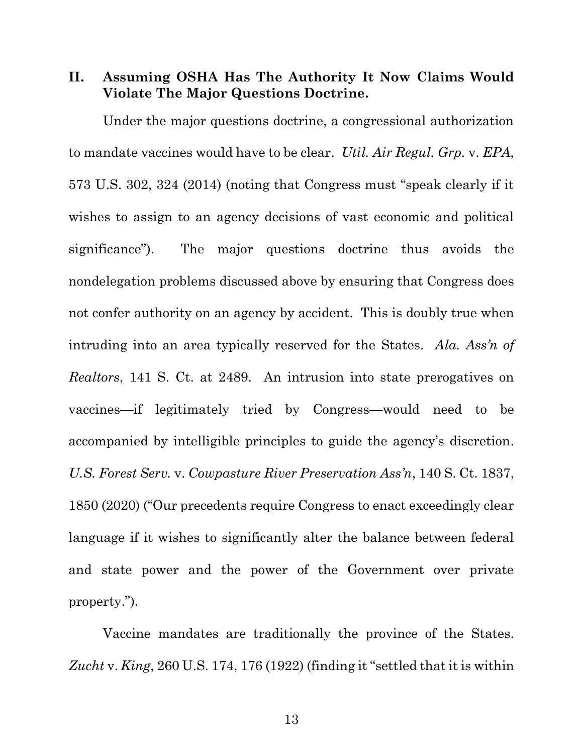## II. Assuming OSHA Has The Authority It Now Claims Would Violate The Major Questions Doctrine.

Under the major questions doctrine, a congressional authorization to mandate vaccines would have to be clear. *Util. Air Regul. Grp.* v. *EPA*, 573 U.S. 302, 324 (2014) (noting that Congress must "speak clearly if it wishes to assign to an agency decisions of vast economic and political significance"). The major questions doctrine thus avoids the nondelegation problems discussed above by ensuring that Congress does not confer authority on an agency by accident. This is doubly true when intruding into an area typically reserved for the States. *Ala. Ass'n of Realtors*, 141 S. Ct. at 2489. An intrusion into state prerogatives on vaccines—if legitimately tried by Congress—would need to be accompanied by intelligible principles to guide the agency's discretion. *U.S. Forest Serv.* v. *Cowpasture River Preservation Ass'n*, 140 S. Ct. 1837, 1850 (2020) ("Our precedents require Congress to enact exceedingly clear language if it wishes to significantly alter the balance between federal and state power and the power of the Government over private property.").

Vaccine mandates are traditionally the province of the States. *Zucht* v. *King*, 260 U.S. 174, 176 (1922) (finding it "settled that it is within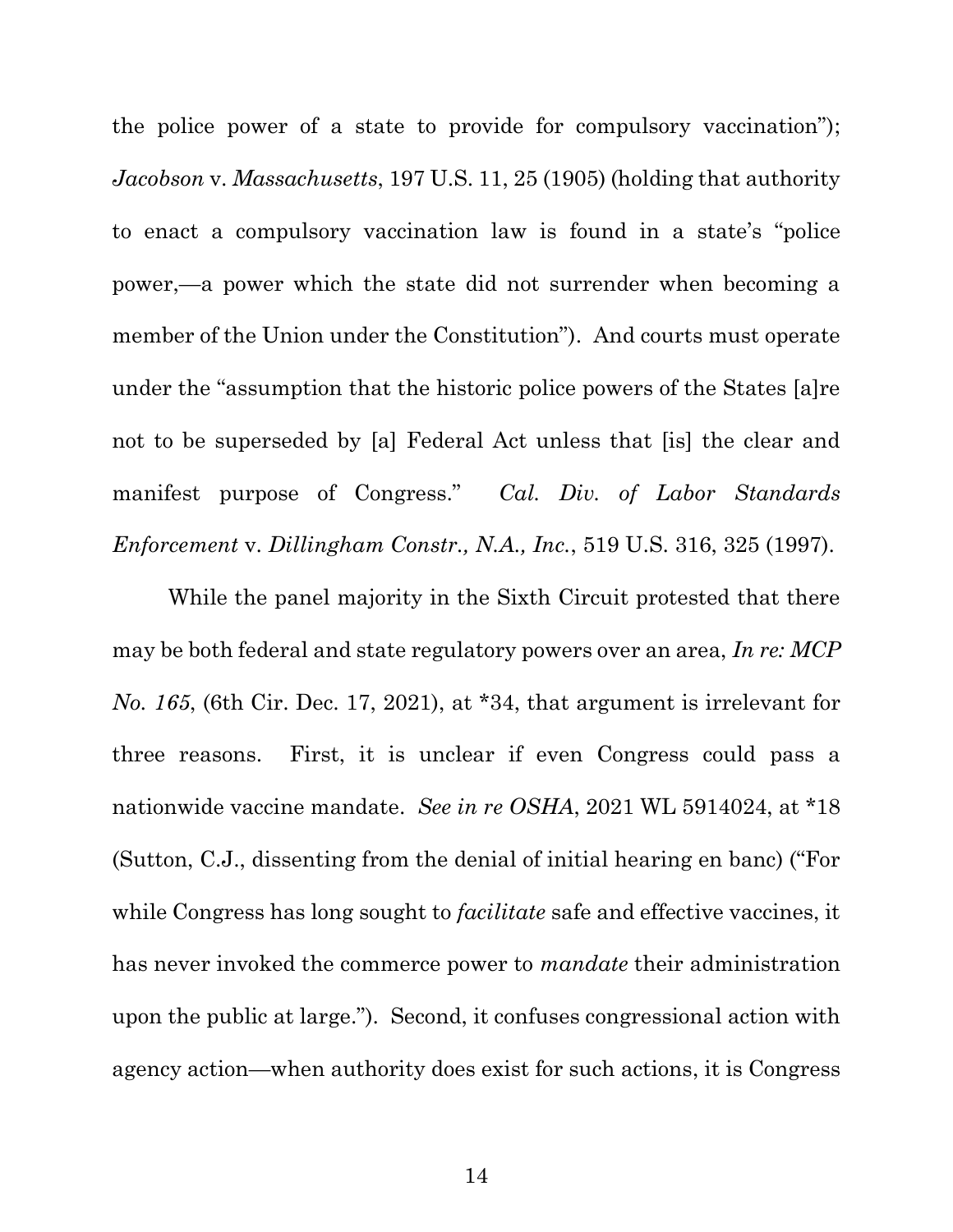the police power of a state to provide for compulsory vaccination"); *Jacobson* v. *Massachusetts*, 197 U.S. 11, 25 (1905) (holding that authority to enact a compulsory vaccination law is found in a state's "police power,—a power which the state did not surrender when becoming a member of the Union under the Constitution"). And courts must operate under the "assumption that the historic police powers of the States [a]re not to be superseded by [a] Federal Act unless that [is] the clear and manifest purpose of Congress." *Cal. Div. of Labor Standards Enforcement* v. *Dillingham Constr., N.A., Inc.*, 519 U.S. 316, 325 (1997).

While the panel majority in the Sixth Circuit protested that there may be both federal and state regulatory powers over an area, *In re: MCP No. 165*, (6th Cir. Dec. 17, 2021), at *34, that argument is irrelevant for three reasons. First, it is unclear if even Congress could pass a nationwide vaccine mandate. *See in re OSHA*, 2021 WL 5914024, at *18 (Sutton, C.J., dissenting from the denial of initial hearing en banc) ("For while Congress has long sought to *facilitate* safe and effective vaccines, it has never invoked the commerce power to *mandate* their administration upon the public at large."). Second, it confuses congressional action with agency action—when authority does exist for such actions, it is Congress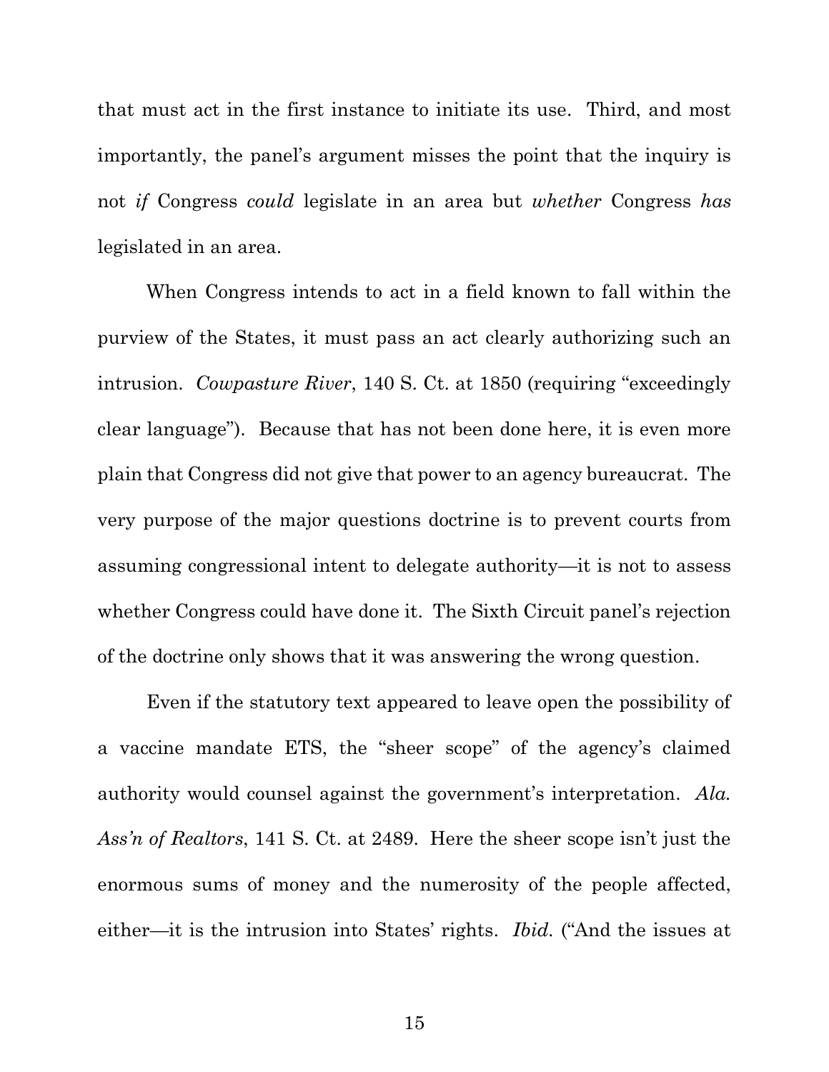that must act in the first instance to initiate its use. Third, and most importantly, the panel's argument misses the point that the inquiry is not *if* Congress *could* legislate in an area but *whether* Congress *has* legislated in an area.

When Congress intends to act in a field known to fall within the purview of the States, it must pass an act clearly authorizing such an intrusion. *Cowpasture River*, 140 S. Ct. at 1850 (requiring "exceedingly clear language"). Because that has not been done here, it is even more plain that Congress did not give that power to an agency bureaucrat. The very purpose of the major questions doctrine is to prevent courts from assuming congressional intent to delegate authority—it is not to assess whether Congress could have done it. The Sixth Circuit panel's rejection of the doctrine only shows that it was answering the wrong question.

Even if the statutory text appeared to leave open the possibility of a vaccine mandate ETS, the "sheer scope" of the agency's claimed authority would counsel against the government's interpretation. *Ala. Ass'n of Realtors*, 141 S. Ct. at 2489. Here the sheer scope isn't just the enormous sums of money and the numerosity of the people affected, either—it is the intrusion into States' rights. *Ibid.* ("And the issues at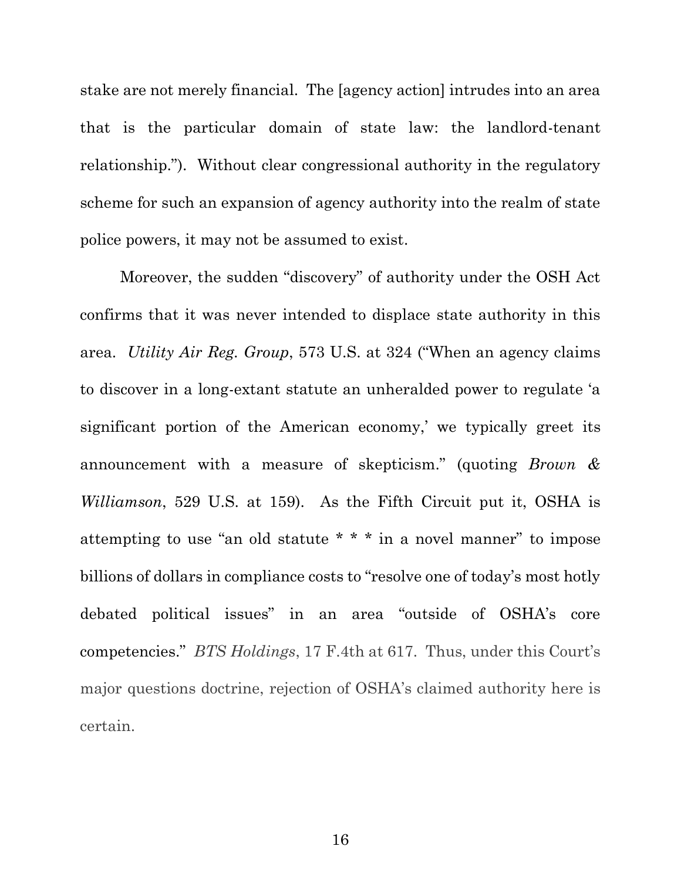stake are not merely financial. The [agency action] intrudes into an area that is the particular domain of state law: the landlord-tenant relationship."). Without clear congressional authority in the regulatory scheme for such an expansion of agency authority into the realm of state police powers, it may not be assumed to exist.

Moreover, the sudden "discovery" of authority under the OSH Act confirms that it was never intended to displace state authority in this area. *Utility Air Reg. Group*, 573 U.S. at 324 ("When an agency claims to discover in a long-extant statute an unheralded power to regulate 'a significant portion of the American economy,' we typically greet its announcement with a measure of skepticism." (quoting *Brown & Williamson*, 529 U.S. at 159). As the Fifth Circuit put it, OSHA is attempting to use "an old statute * * * in a novel manner" to impose billions of dollars in compliance costs to "resolve one of today's most hotly debated political issues" in an area "outside of OSHA's core competencies." *BTS Holdings*, 17 F.4th at 617. Thus, under this Court's major questions doctrine, rejection of OSHA's claimed authority here is certain.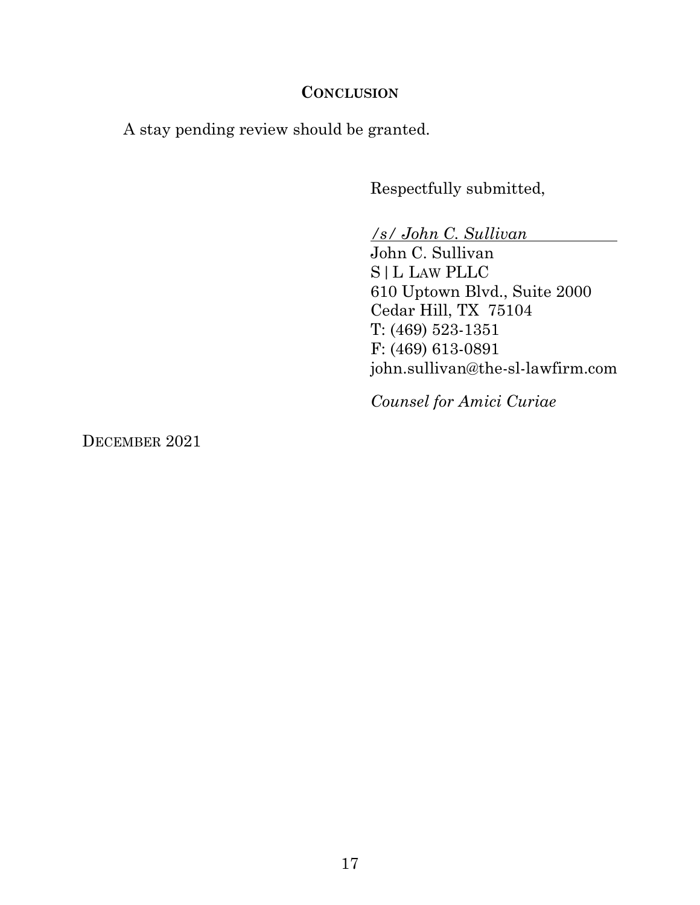## CONCLUSION

A stay pending review should be granted.

Respectfully submitted,

*/s/ John C. Sullivan*
John C. Sullivan
S | L LAW PLLC
610 Uptown Blvd., Suite 2000
Cedar Hill, TX 75104
T: (469) 523-1351
F: (469) 613-0891
john.sullivan@the-sl-lawfirm.com

*Counsel for Amici Curiae*

DECEMBER 2021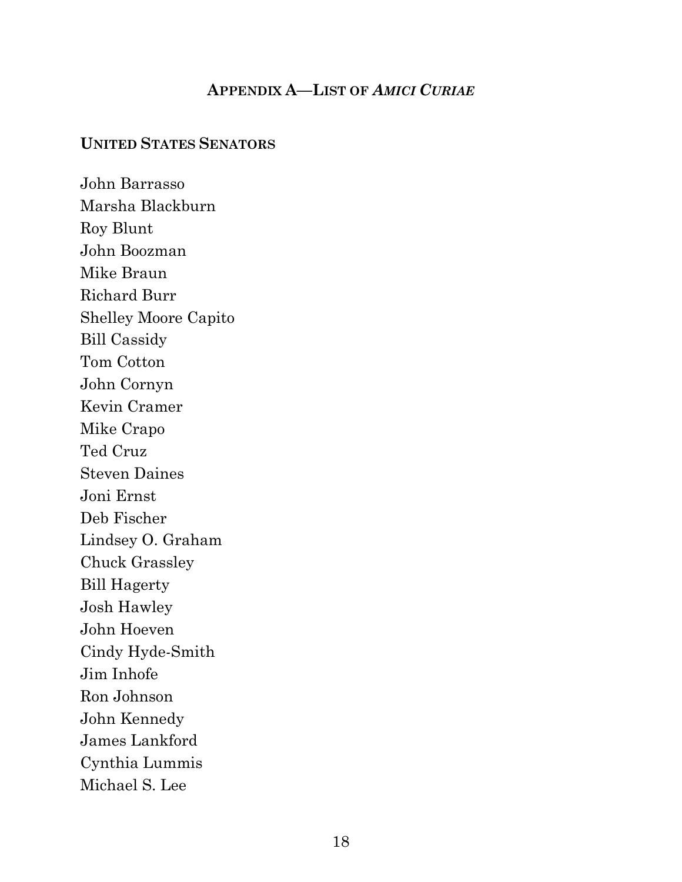## APPENDIX A—LIST OF *AMICI CURIAE*

### UNITED STATES SENATORS

John Barrasso
Marsha Blackburn
Roy Blunt
John Boozman
Mike Braun
Richard Burr
Shelley Moore Capito
Bill Cassidy
Tom Cotton
John Cornyn
Kevin Cramer
Mike Crapo
Ted Cruz
Steven Daines
Joni Ernst
Deb Fischer
Lindsey O. Graham
Chuck Grassley
Bill Hagerty
Josh Hawley
John Hoeven
Cindy Hyde-Smith
Jim Inhofe
Ron Johnson
John Kennedy
James Lankford
Cynthia Lummis
Michael S. Lee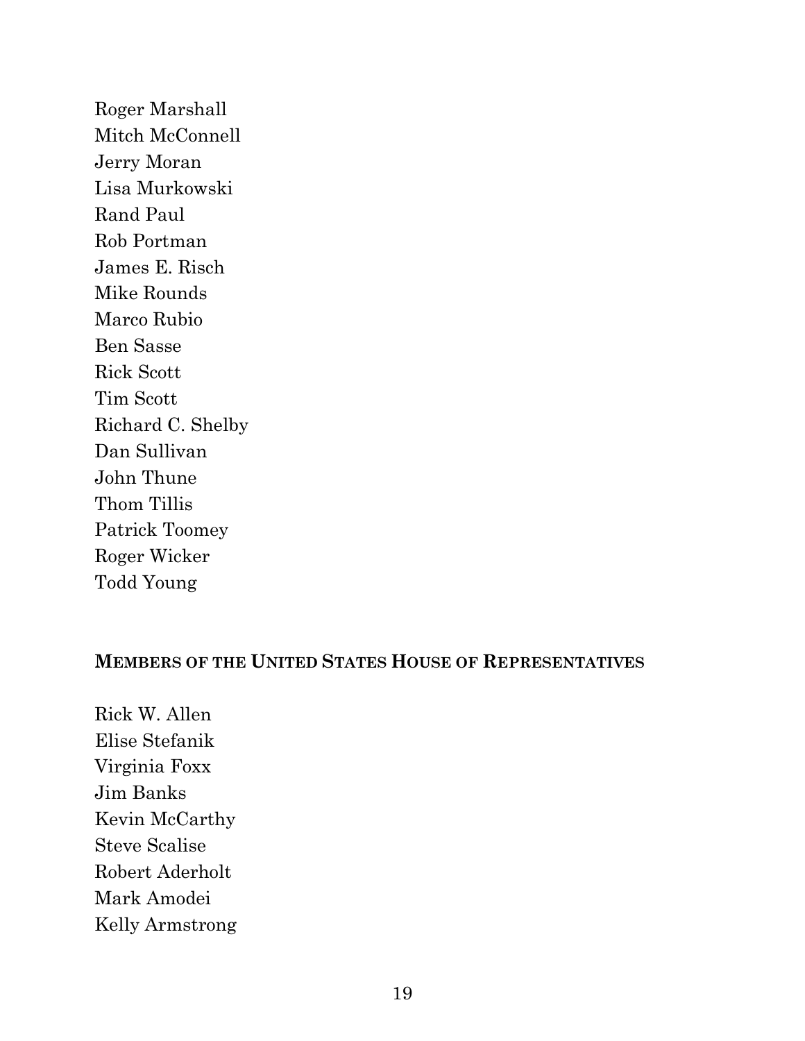Roger Marshall
Mitch McConnell
Jerry Moran
Lisa Murkowski
Rand Paul
Rob Portman
James E. Risch
Mike Rounds
Marco Rubio
Ben Sasse
Rick Scott
Tim Scott
Richard C. Shelby
Dan Sullivan
John Thune
Thom Tillis
Patrick Toomey
Roger Wicker
Todd Young

**MEMBERS OF THE UNITED STATES HOUSE OF REPRESENTATIVES**

Rick W. Allen
Elise Stefanik
Virginia Foxx
Jim Banks
Kevin McCarthy
Steve Scalise
Robert Aderholt
Mark Amodei
Kelly Armstrong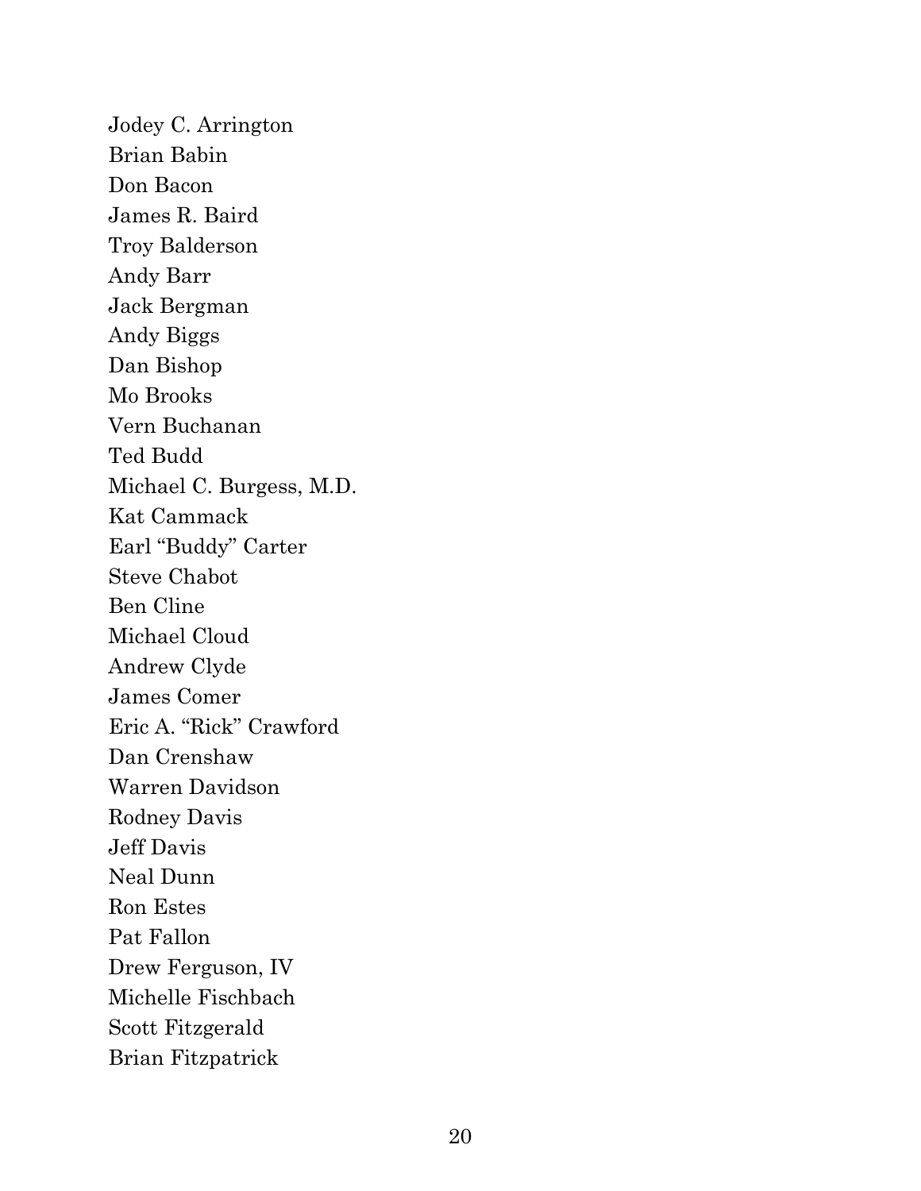Jodey C. Arrington
Brian Babin
Don Bacon
James R. Baird
Troy Balderson
Andy Barr
Jack Bergman
Andy Biggs
Dan Bishop
Mo Brooks
Vern Buchanan
Ted Budd
Michael C. Burgess, M.D.
Kat Cammack
Earl "Buddy" Carter
Steve Chabot
Ben Cline
Michael Cloud
Andrew Clyde
James Comer
Eric A. "Rick" Crawford
Dan Crenshaw
Warren Davidson
Rodney Davis
Jeff Davis
Neal Dunn
Ron Estes
Pat Fallon
Drew Ferguson, IV
Michelle Fischbach
Scott Fitzgerald
Brian Fitzpatrick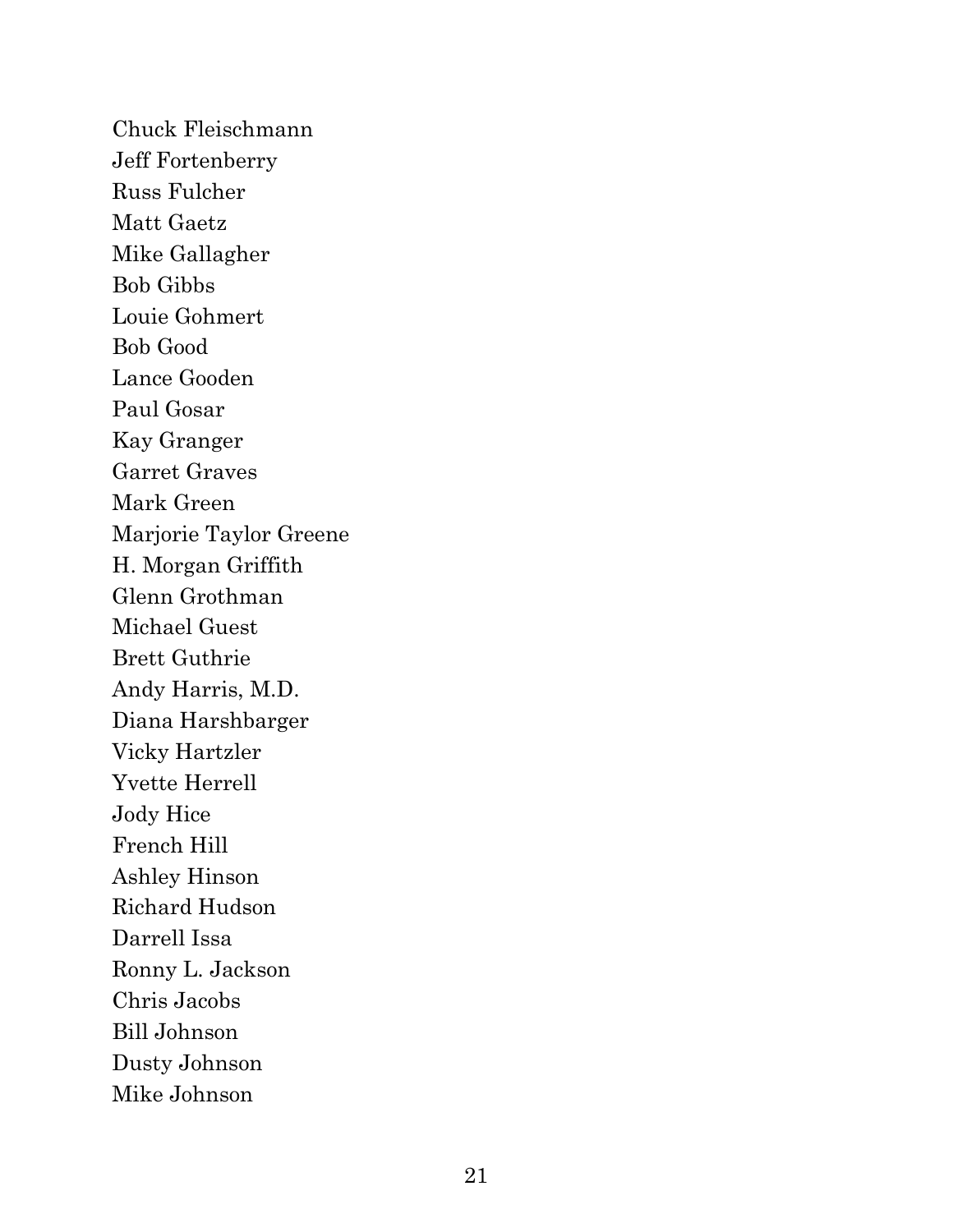Chuck Fleischmann
Jeff Fortenberry
Russ Fulcher
Matt Gaetz
Mike Gallagher
Bob Gibbs
Louie Gohmert
Bob Good
Lance Gooden
Paul Gosar
Kay Granger
Garret Graves
Mark Green
Marjorie Taylor Greene
H. Morgan Griffith
Glenn Grothman
Michael Guest
Brett Guthrie
Andy Harris, M.D.
Diana Harshbarger
Vicky Hartzler
Yvette Herrell
Jody Hice
French Hill
Ashley Hinson
Richard Hudson
Darrell Issa
Ronny L. Jackson
Chris Jacobs
Bill Johnson
Dusty Johnson
Mike Johnson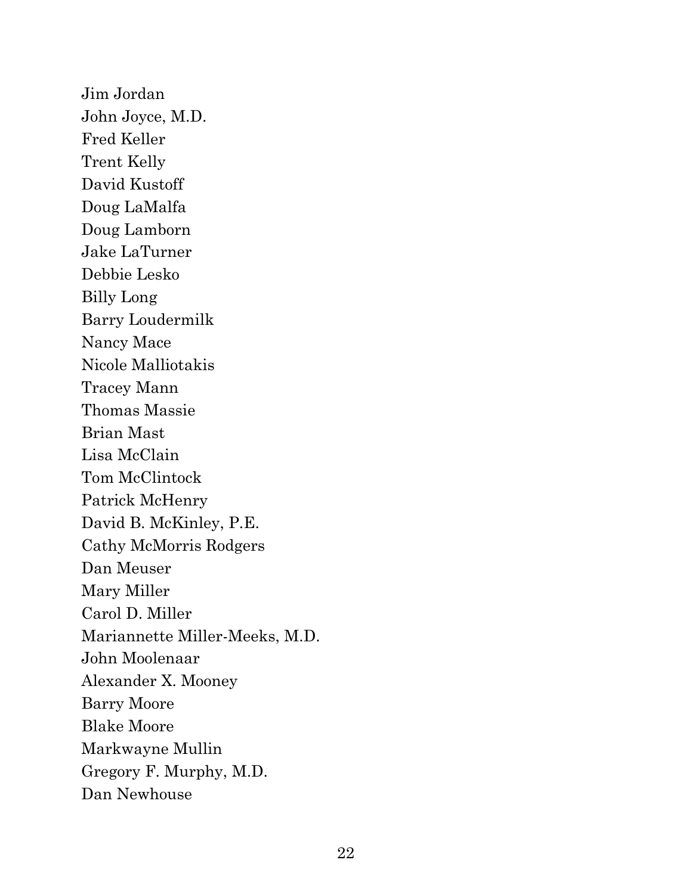Jim Jordan
John Joyce, M.D.
Fred Keller
Trent Kelly
David Kustoff
Doug LaMalfa
Doug Lamborn
Jake LaTurner
Debbie Lesko
Billy Long
Barry Loudermilk
Nancy Mace
Nicole Malliotakis
Tracey Mann
Thomas Massie
Brian Mast
Lisa McClain
Tom McClintock
Patrick McHenry
David B. McKinley, P.E.
Cathy McMorris Rodgers
Dan Meuser
Mary Miller
Carol D. Miller
Mariannette Miller-Meeks, M.D.
John Moolenaar
Alexander X. Mooney
Barry Moore
Blake Moore
Markwayne Mullin
Gregory F. Murphy, M.D.
Dan Newhouse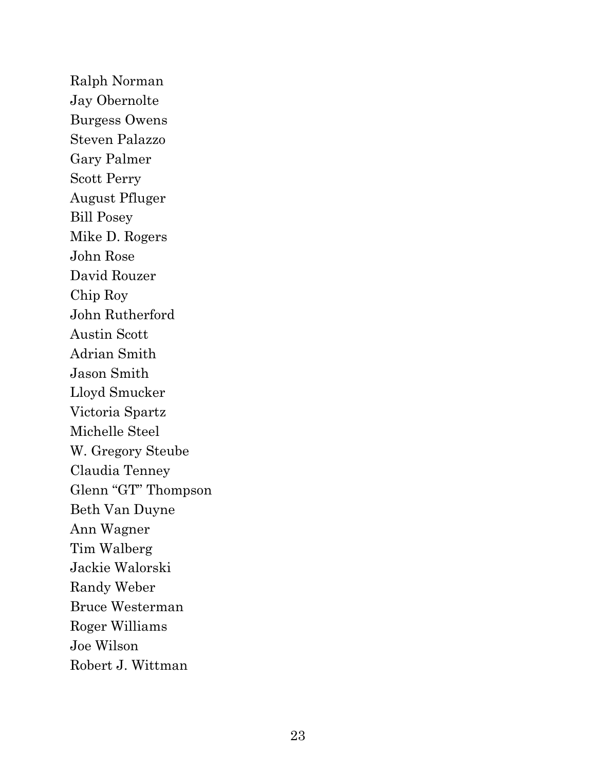Ralph Norman
Jay Obernolte
Burgess Owens
Steven Palazzo
Gary Palmer
Scott Perry
August Pfluger
Bill Posey
Mike D. Rogers
John Rose
David Rouzer
Chip Roy
John Rutherford
Austin Scott
Adrian Smith
Jason Smith
Lloyd Smucker
Victoria Spartz
Michelle Steel
W. Gregory Steube
Claudia Tenney
Glenn "GT" Thompson
Beth Van Duyne
Ann Wagner
Tim Walberg
Jackie Walorski
Randy Weber
Bruce Westerman
Roger Williams
Joe Wilson
Robert J. Wittman